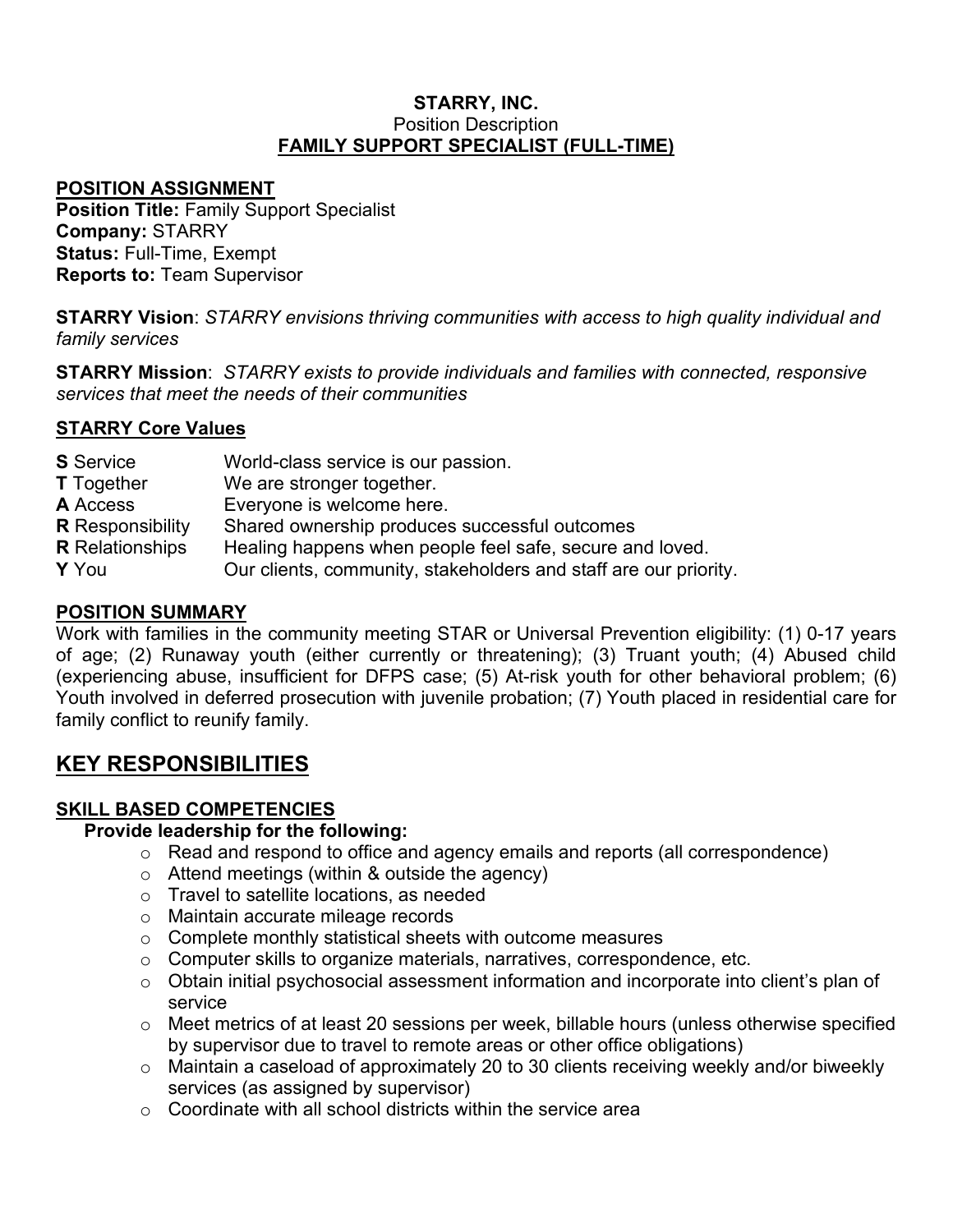**STARRY, INC.**
Position Description
**FAMILY SUPPORT SPECIALIST (FULL-TIME)**

## POSITION ASSIGNMENT

**Position Title:** Family Support Specialist
**Company:** STARRY
**Status:** Full-Time, Exempt
**Reports to:** Team Supervisor

**STARRY Vision**: *STARRY envisions thriving communities with access to high quality individual and family services*

**STARRY Mission**: *STARRY exists to provide individuals and families with connected, responsive services that meet the needs of their communities*

## STARRY Core Values

| | |
|---|---|
| **S** Service | World-class service is our passion. |
| **T** Together | We are stronger together. |
| **A** Access | Everyone is welcome here. |
| **R** Responsibility | Shared ownership produces successful outcomes |
| **R** Relationships | Healing happens when people feel safe, secure and loved. |
| **Y** You | Our clients, community, stakeholders and staff are our priority. |

## POSITION SUMMARY

Work with families in the community meeting STAR or Universal Prevention eligibility: (1) 0-17 years of age; (2) Runaway youth (either currently or threatening); (3) Truant youth; (4) Abused child (experiencing abuse, insufficient for DFPS case; (5) At-risk youth for other behavioral problem; (6) Youth involved in deferred prosecution with juvenile probation; (7) Youth placed in residential care for family conflict to reunify family.

# KEY RESPONSIBILITIES

## SKILL BASED COMPETENCIES

**Provide leadership for the following:**

- Read and respond to office and agency emails and reports (all correspondence)
- Attend meetings (within & outside the agency)
- Travel to satellite locations, as needed
- Maintain accurate mileage records
- Complete monthly statistical sheets with outcome measures
- Computer skills to organize materials, narratives, correspondence, etc.
- Obtain initial psychosocial assessment information and incorporate into client's plan of service
- Meet metrics of at least 20 sessions per week, billable hours (unless otherwise specified by supervisor due to travel to remote areas or other office obligations)
- Maintain a caseload of approximately 20 to 30 clients receiving weekly and/or biweekly services (as assigned by supervisor)
- Coordinate with all school districts within the service area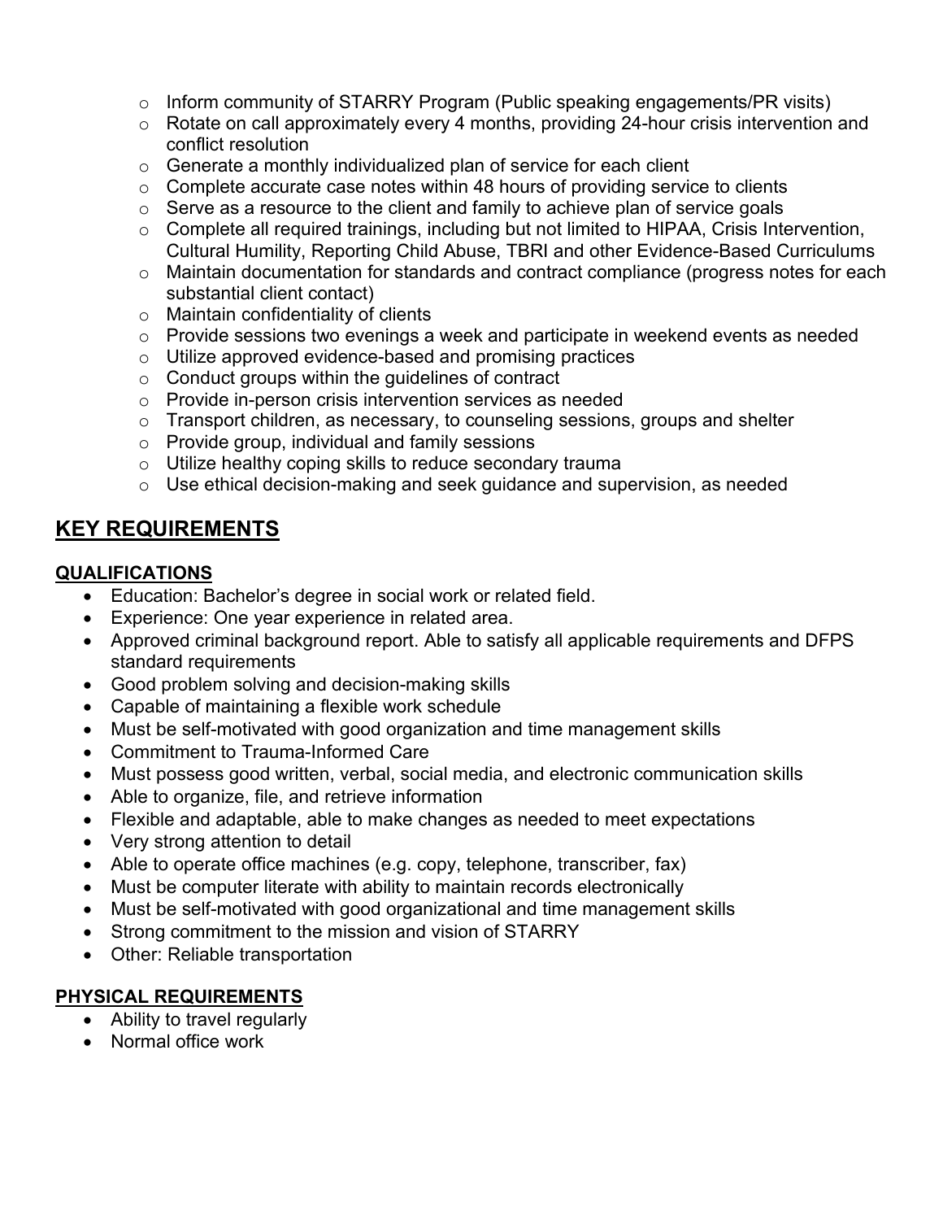- Inform community of STARRY Program (Public speaking engagements/PR visits)
- Rotate on call approximately every 4 months, providing 24-hour crisis intervention and conflict resolution
- Generate a monthly individualized plan of service for each client
- Complete accurate case notes within 48 hours of providing service to clients
- Serve as a resource to the client and family to achieve plan of service goals
- Complete all required trainings, including but not limited to HIPAA, Crisis Intervention, Cultural Humility, Reporting Child Abuse, TBRI and other Evidence-Based Curriculums
- Maintain documentation for standards and contract compliance (progress notes for each substantial client contact)
- Maintain confidentiality of clients
- Provide sessions two evenings a week and participate in weekend events as needed
- Utilize approved evidence-based and promising practices
- Conduct groups within the guidelines of contract
- Provide in-person crisis intervention services as needed
- Transport children, as necessary, to counseling sessions, groups and shelter
- Provide group, individual and family sessions
- Utilize healthy coping skills to reduce secondary trauma
- Use ethical decision-making and seek guidance and supervision, as needed

## KEY REQUIREMENTS

### QUALIFICATIONS

- Education: Bachelor's degree in social work or related field.
- Experience: One year experience in related area.
- Approved criminal background report. Able to satisfy all applicable requirements and DFPS standard requirements
- Good problem solving and decision-making skills
- Capable of maintaining a flexible work schedule
- Must be self-motivated with good organization and time management skills
- Commitment to Trauma-Informed Care
- Must possess good written, verbal, social media, and electronic communication skills
- Able to organize, file, and retrieve information
- Flexible and adaptable, able to make changes as needed to meet expectations
- Very strong attention to detail
- Able to operate office machines (e.g. copy, telephone, transcriber, fax)
- Must be computer literate with ability to maintain records electronically
- Must be self-motivated with good organizational and time management skills
- Strong commitment to the mission and vision of STARRY
- Other: Reliable transportation

### PHYSICAL REQUIREMENTS

- Ability to travel regularly
- Normal office work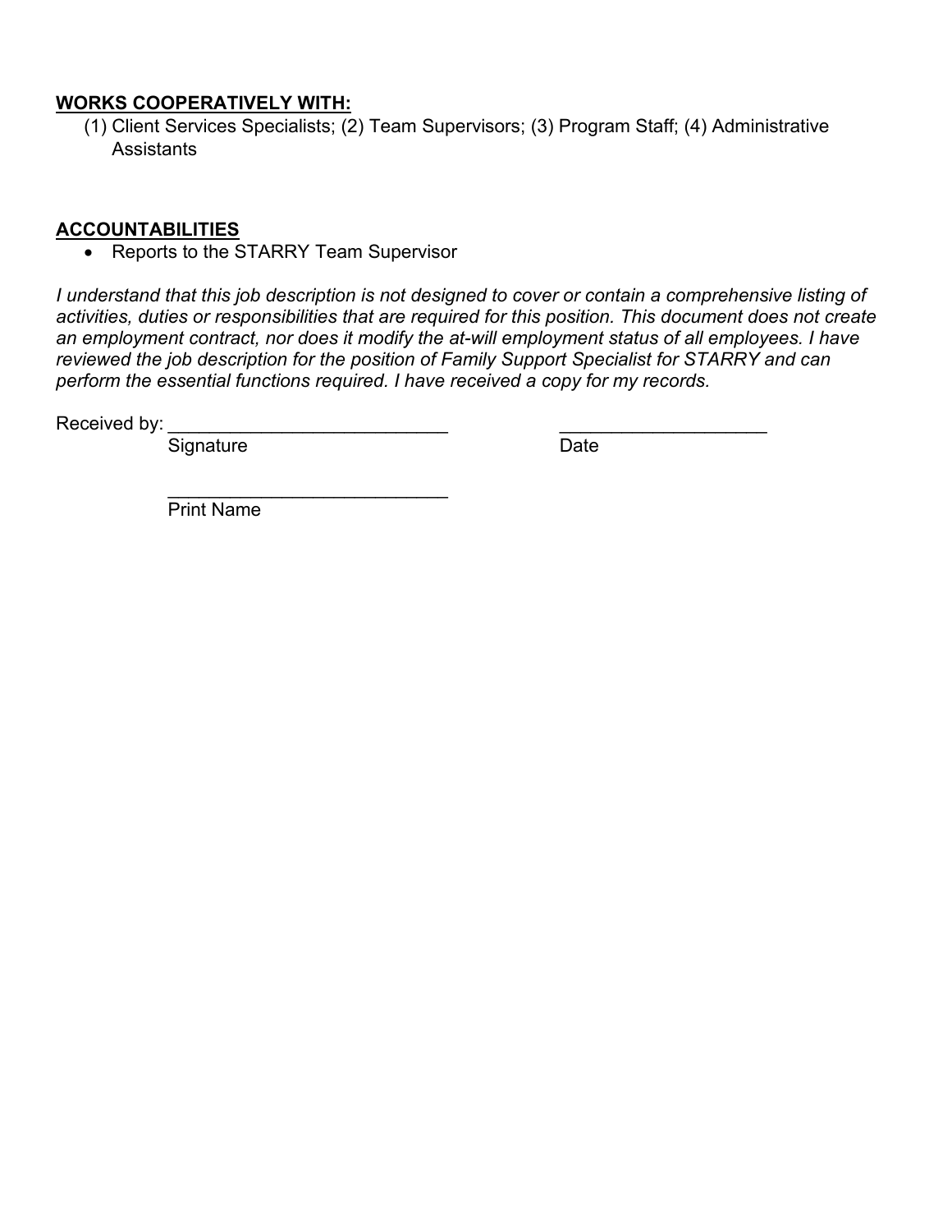**WORKS COOPERATIVELY WITH:**

(1) Client Services Specialists; (2) Team Supervisors; (3) Program Staff; (4) Administrative Assistants

**ACCOUNTABILITIES**

- Reports to the STARRY Team Supervisor

*I understand that this job description is not designed to cover or contain a comprehensive listing of activities, duties or responsibilities that are required for this position. This document does not create an employment contract, nor does it modify the at-will employment status of all employees. I have reviewed the job description for the position of Family Support Specialist for STARRY and can perform the essential functions required. I have received a copy for my records.*

Received by: ___________________________ ____________________

Signature Date

___________________________

Print Name